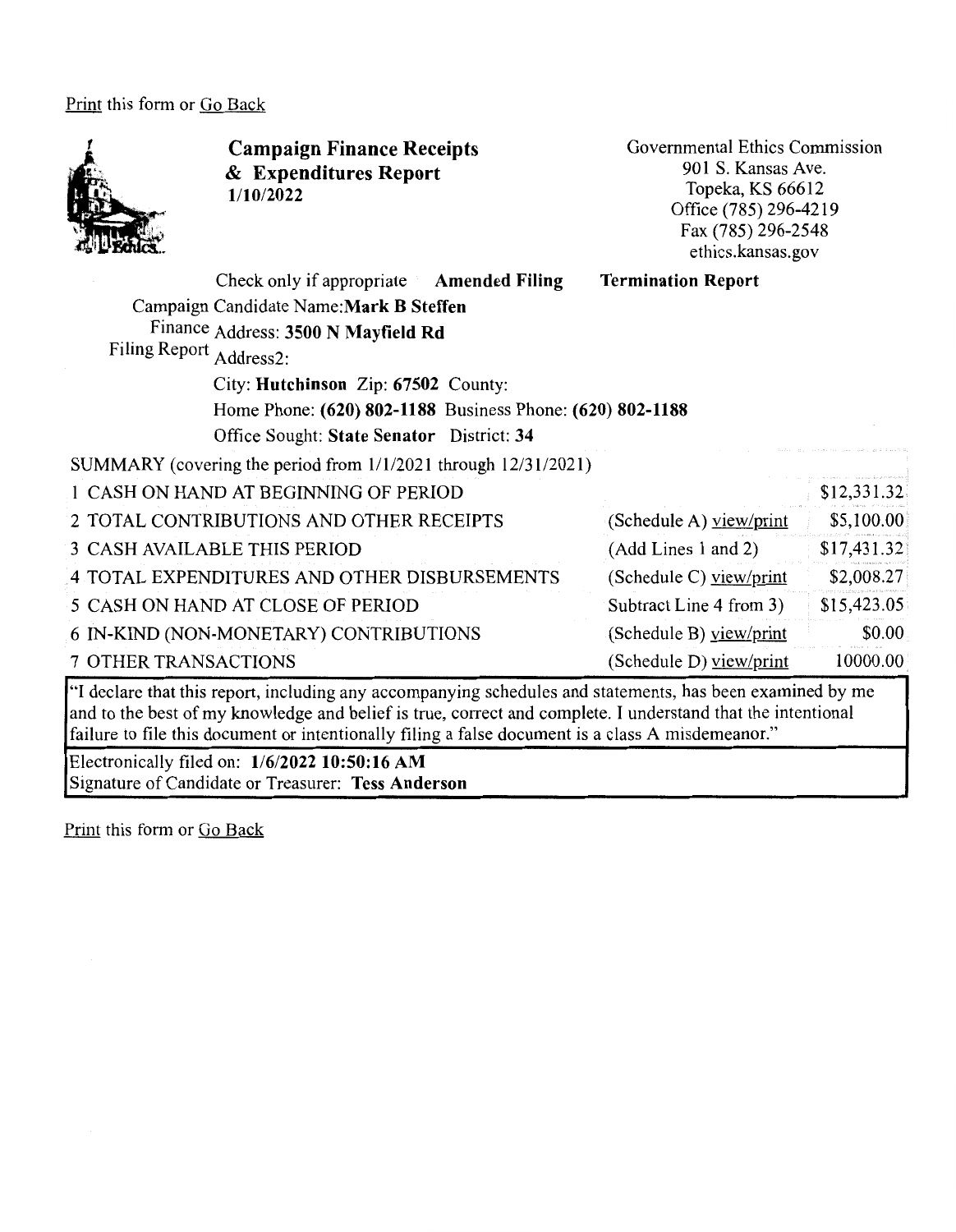Print this form or Go Back

# Campaign Finance Receipts & Expenditures Report

1/10/2022

Governmental Ethics Commission
901 S. Kansas Ave.
Topeka, KS 66612
Office (785) 296-4219
Fax (785) 296-2548
ethics.kansas.gov

Check only if appropriate **Amended Filing** **Termination Report**

Campaign Finance Filing Report

Candidate Name: **Mark B Steffen**
Address: **3500 N Mayfield Rd**
Address2:
City: **Hutchinson** Zip: **67502** County:
Home Phone: **(620) 802-1188** Business Phone: **(620) 802-1188**
Office Sought: **State Senator** District: **34**

SUMMARY (covering the period from 1/1/2021 through 12/31/2021)

| | | |
|---|---|---|
| 1 CASH ON HAND AT BEGINNING OF PERIOD | | $12,331.32 |
| 2 TOTAL CONTRIBUTIONS AND OTHER RECEIPTS | (Schedule A) view/print | $5,100.00 |
| 3 CASH AVAILABLE THIS PERIOD | (Add Lines 1 and 2) | $17,431.32 |
| 4 TOTAL EXPENDITURES AND OTHER DISBURSEMENTS | (Schedule C) view/print | $2,008.27 |
| 5 CASH ON HAND AT CLOSE OF PERIOD | Subtract Line 4 from 3) | $15,423.05 |
| 6 IN-KIND (NON-MONETARY) CONTRIBUTIONS | (Schedule B) view/print | $0.00 |
| 7 OTHER TRANSACTIONS | (Schedule D) view/print | 10000.00 |

"I declare that this report, including any accompanying schedules and statements, has been examined by me and to the best of my knowledge and belief is true, correct and complete. I understand that the intentional failure to file this document or intentionally filing a false document is a class A misdemeanor."

Electronically filed on: **1/6/2022 10:50:16 AM**
Signature of Candidate or Treasurer: **Tess Anderson**

Print this form or Go Back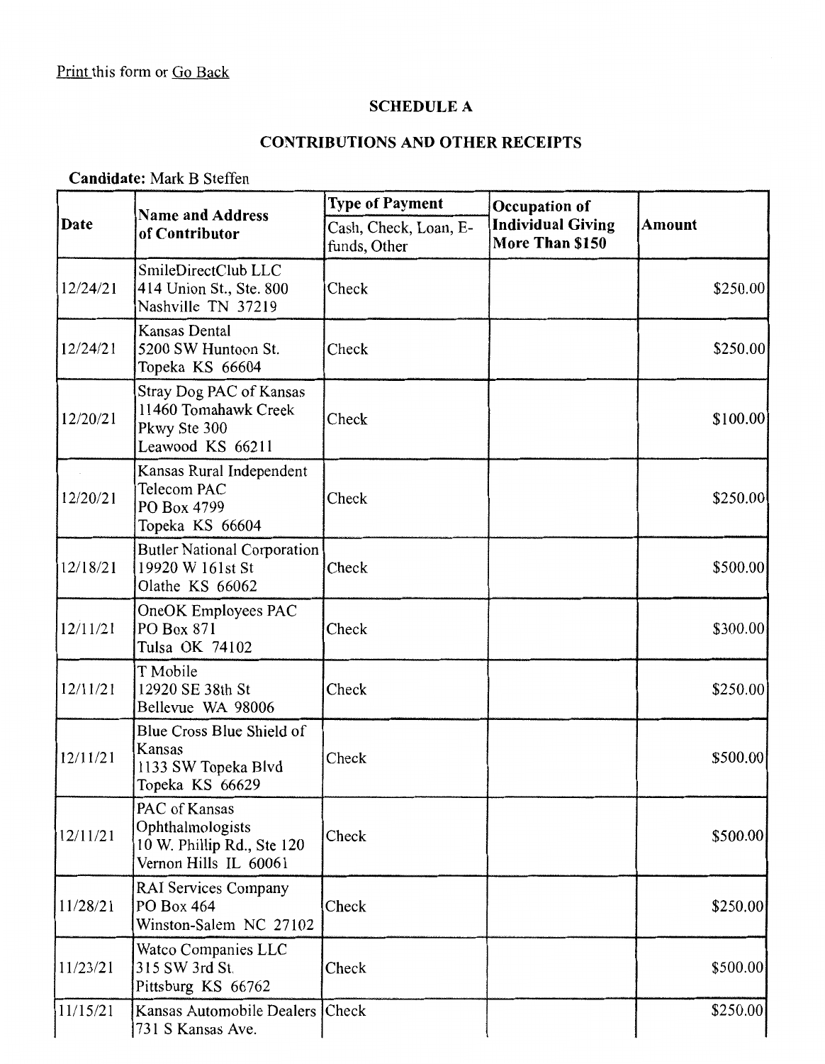Print this form or Go Back

## SCHEDULE A

## CONTRIBUTIONS AND OTHER RECEIPTS

**Candidate:** Mark B Steffen

| Date | Name and Address of Contributor | Type of Payment | Occupation of Individual Giving More Than $150 | Amount |
|---|---|---|---|---|
| | | Cash, Check, Loan, E-funds, Other | | |
| 12/24/21 | SmileDirectClub LLC 414 Union St., Ste. 800 Nashville TN 37219 | Check | | $250.00 |
| 12/24/21 | Kansas Dental 5200 SW Huntoon St. Topeka KS 66604 | Check | | $250.00 |
| 12/20/21 | Stray Dog PAC of Kansas 11460 Tomahawk Creek Pkwy Ste 300 Leawood KS 66211 | Check | | $100.00 |
| 12/20/21 | Kansas Rural Independent Telecom PAC PO Box 4799 Topeka KS 66604 | Check | | $250.00 |
| 12/18/21 | Butler National Corporation 19920 W 161st St Olathe KS 66062 | Check | | $500.00 |
| 12/11/21 | OneOK Employees PAC PO Box 871 Tulsa OK 74102 | Check | | $300.00 |
| 12/11/21 | T Mobile 12920 SE 38th St Bellevue WA 98006 | Check | | $250.00 |
| 12/11/21 | Blue Cross Blue Shield of Kansas 1133 SW Topeka Blvd Topeka KS 66629 | Check | | $500.00 |
| 12/11/21 | PAC of Kansas Ophthalmologists 10 W. Phillip Rd., Ste 120 Vernon Hills IL 60061 | Check | | $500.00 |
| 11/28/21 | RAI Services Company PO Box 464 Winston-Salem NC 27102 | Check | | $250.00 |
| 11/23/21 | Watco Companies LLC 315 SW 3rd St. Pittsburg KS 66762 | Check | | $500.00 |
| 11/15/21 | Kansas Automobile Dealers 731 S Kansas Ave. | Check | | $250.00 |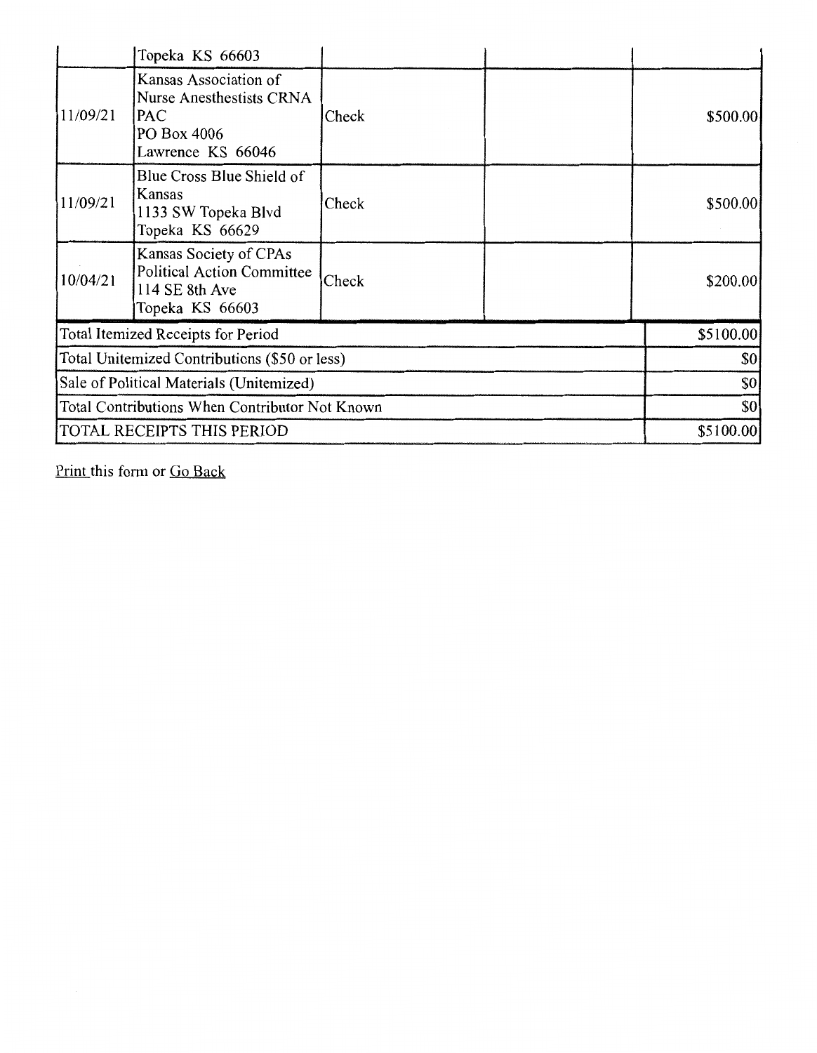| | | | | |
|---|---|---|---|---|
| | Topeka KS 66603 | | | |
| 11/09/21 | Kansas Association of Nurse Anesthestists CRNA PAC<br>PO Box 4006<br>Lawrence KS 66046 | Check | | \$500.00 |
| 11/09/21 | Blue Cross Blue Shield of Kansas<br>1133 SW Topeka Blvd<br>Topeka KS 66629 | Check | | \$500.00 |
| 10/04/21 | Kansas Society of CPAs Political Action Committee<br>114 SE 8th Ave<br>Topeka KS 66603 | Check | | \$200.00 |
| Total Itemized Receipts for Period | | | | \$5100.00 |
| Total Unitemized Contributions (\$50 or less) | | | | \$0 |
| Sale of Political Materials (Unitemized) | | | | \$0 |
| Total Contributions When Contributor Not Known | | | | \$0 |
| TOTAL RECEIPTS THIS PERIOD | | | | \$5100.00 |

Print this form or Go Back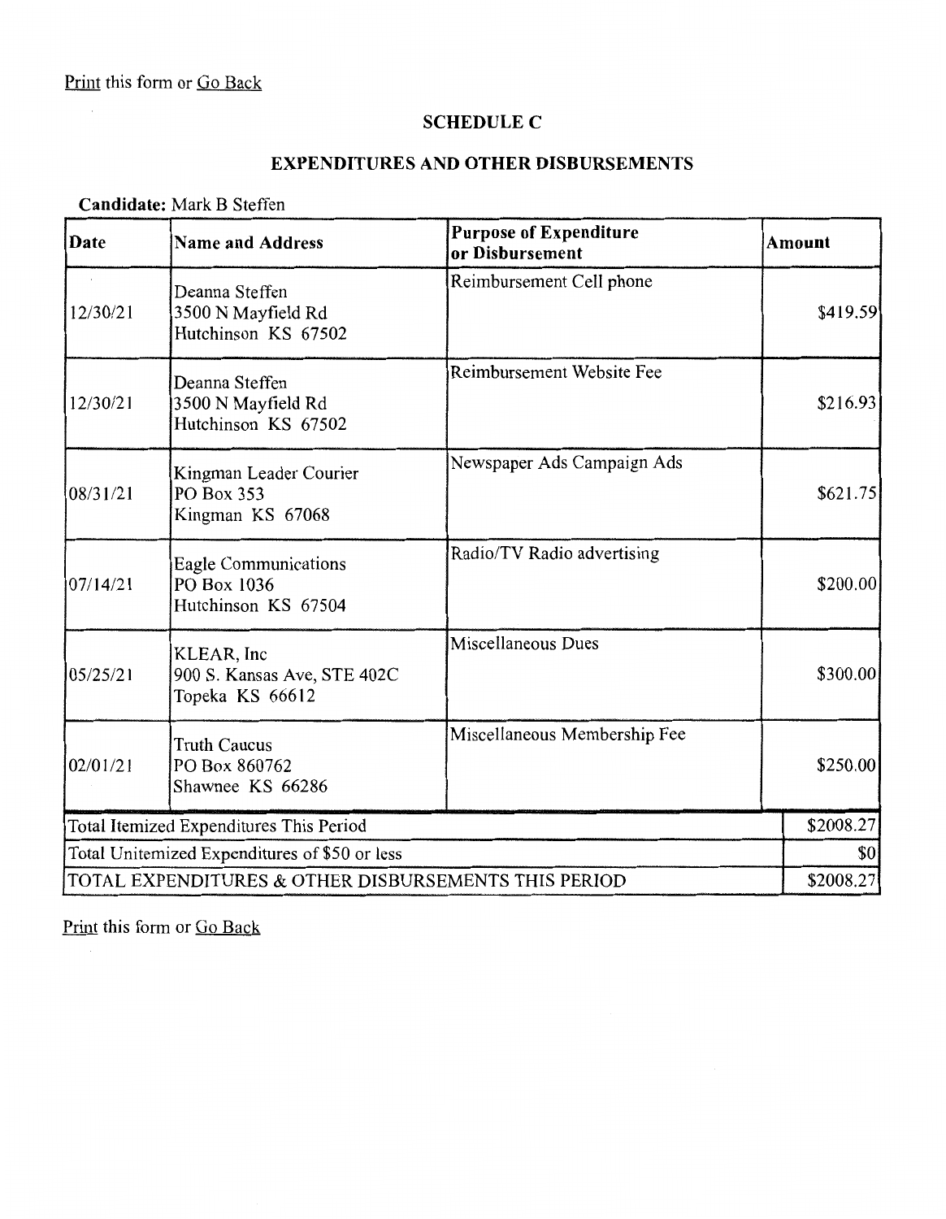Print this form or Go Back

## SCHEDULE C

## EXPENDITURES AND OTHER DISBURSEMENTS

**Candidate:** Mark B Steffen

| Date | Name and Address | Purpose of Expenditure or Disbursement | Amount |
|---|---|---|---|
| 12/30/21 | Deanna Steffen<br>3500 N Mayfield Rd<br>Hutchinson KS 67502 | Reimbursement Cell phone | $419.59 |
| 12/30/21 | Deanna Steffen<br>3500 N Mayfield Rd<br>Hutchinson KS 67502 | Reimbursement Website Fee | $216.93 |
| 08/31/21 | Kingman Leader Courier<br>PO Box 353<br>Kingman KS 67068 | Newspaper Ads Campaign Ads | $621.75 |
| 07/14/21 | Eagle Communications<br>PO Box 1036<br>Hutchinson KS 67504 | Radio/TV Radio advertising | $200.00 |
| 05/25/21 | KLEAR, Inc<br>900 S. Kansas Ave, STE 402C<br>Topeka KS 66612 | Miscellaneous Dues | $300.00 |
| 02/01/21 | Truth Caucus<br>PO Box 860762<br>Shawnee KS 66286 | Miscellaneous Membership Fee | $250.00 |
| Total Itemized Expenditures This Period | | | $2008.27 |
| Total Unitemized Expenditures of $50 or less | | | $0 |
| TOTAL EXPENDITURES & OTHER DISBURSEMENTS THIS PERIOD | | | $2008.27 |

Print this form or Go Back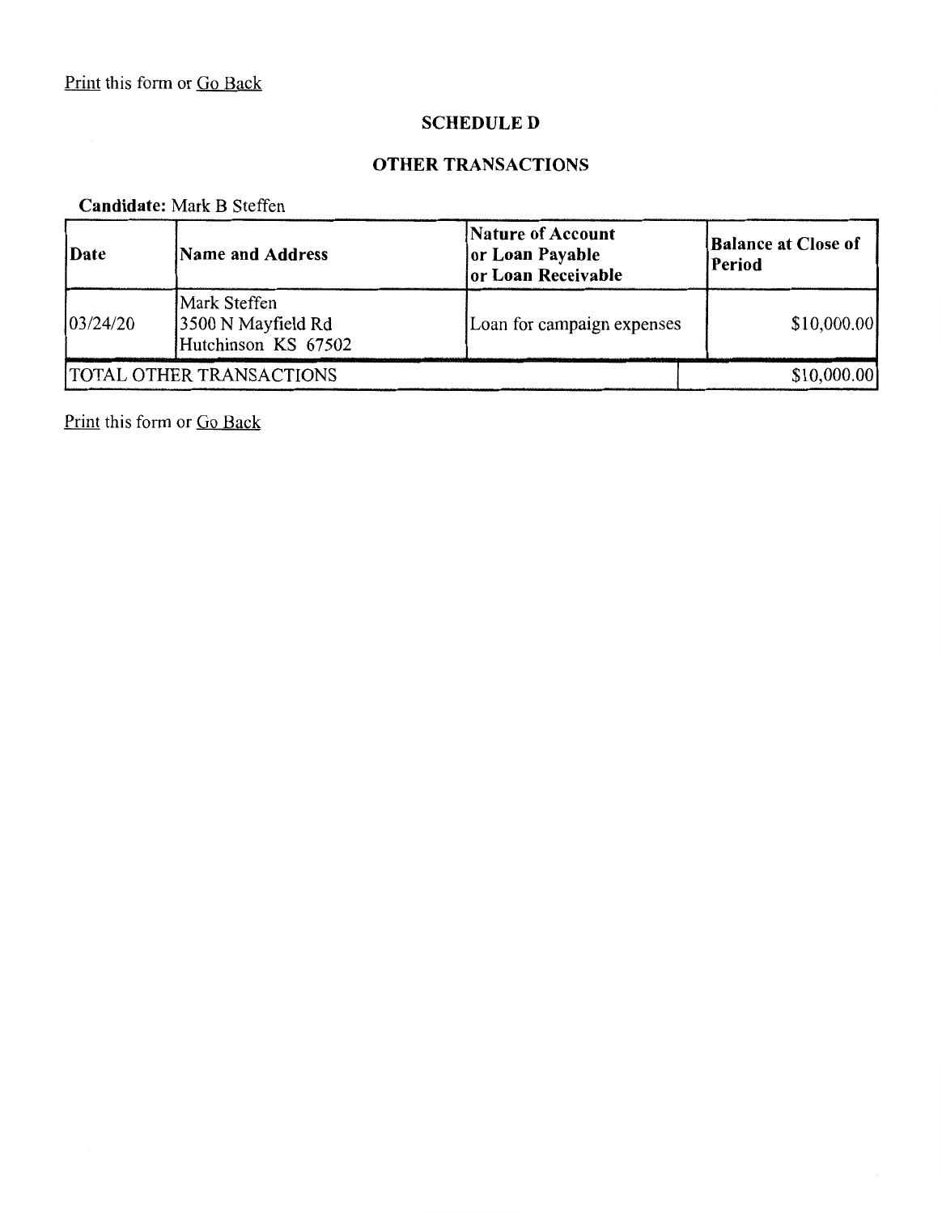Print this form or Go Back

## SCHEDULE D

## OTHER TRANSACTIONS

**Candidate:** Mark B Steffen

| Date | Name and Address | Nature of Account or Loan Payable or Loan Receivable | Balance at Close of Period |
|---|---|---|---|
| 03/24/20 | Mark Steffen<br>3500 N Mayfield Rd<br>Hutchinson KS 67502 | Loan for campaign expenses | $10,000.00 |
| TOTAL OTHER TRANSACTIONS | | | $10,000.00 |

Print this form or Go Back